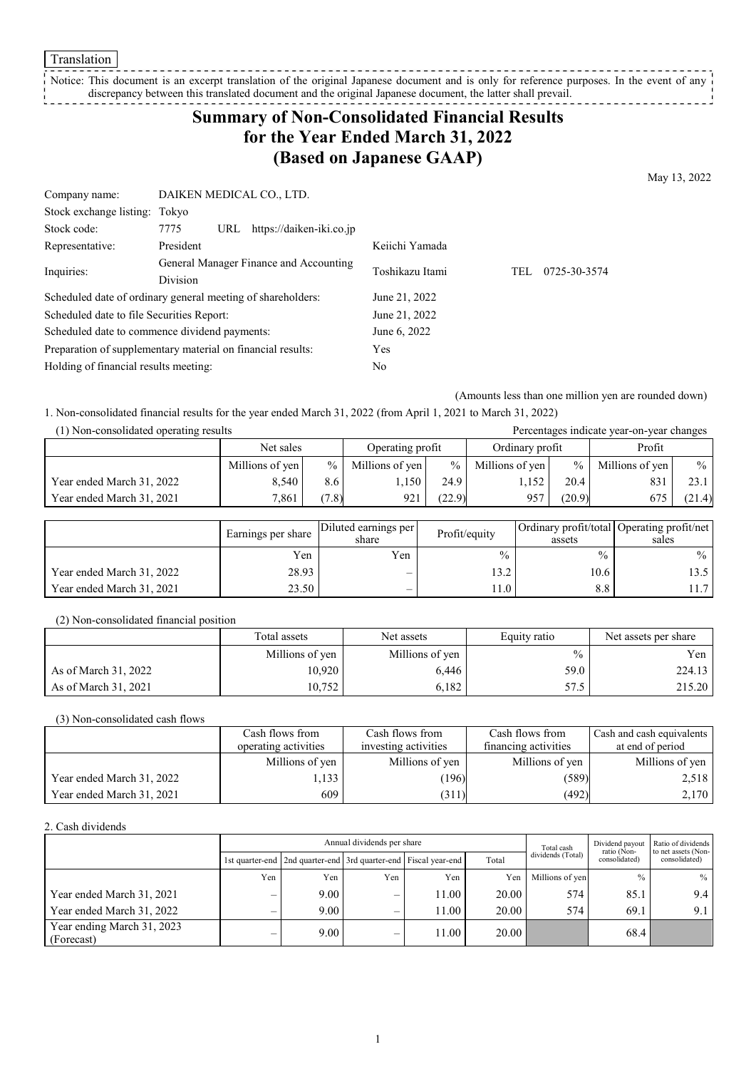Translation

Notice: This document is an excerpt translation of the original Japanese document and is only for reference purposes. In the event of any discrepancy between this translated document and the original Japanese document, the latter shall prevail.

# Summary of Non-Consolidated Financial Results for the Year Ended March 31, 2022 (Based on Japanese GAAP)

May 13, 2022

| | | | |
|---|---|---|---|
| Company name: | DAIKEN MEDICAL CO., LTD. | | |
| Stock exchange listing: | Tokyo | | |
| Stock code: | 7775 URL https://daiken-iki.co.jp | | |
| Representative: | President | Keiichi Yamada | |
| Inquiries: | General Manager Finance and Accounting Division | Toshikazu Itami | TEL 0725-30-3574 |

Scheduled date of ordinary general meeting of shareholders: June 21, 2022
Scheduled date to file Securities Report: June 21, 2022
Scheduled date to commence dividend payments: June 6, 2022
Preparation of supplementary material on financial results: Yes
Holding of financial results meeting: No

(Amounts less than one million yen are rounded down)

1. Non-consolidated financial results for the year ended March 31, 2022 (from April 1, 2021 to March 31, 2022)

(1) Non-consolidated operating results

Percentages indicate year-on-year changes

| | Net sales | | Operating profit | | Ordinary profit | | Profit | |
|---|---|---|---|---|---|---|---|---|
| | Millions of yen | % | Millions of yen | % | Millions of yen | % | Millions of yen | % |
| Year ended March 31, 2022 | 8,540 | 8.6 | 1,150 | 24.9 | 1,152 | 20.4 | 831 | 23.1 |
| Year ended March 31, 2021 | 7,861 | (7.8) | 921 | (22.9) | 957 | (20.9) | 675 | (21.4) |

| | Earnings per share | Diluted earnings per share | Profit/equity | Ordinary profit/total assets | Operating profit/net sales |
|---|---|---|---|---|---|
| | Yen | Yen | % | % | % |
| Year ended March 31, 2022 | 28.93 | – | 13.2 | 10.6 | 13.5 |
| Year ended March 31, 2021 | 23.50 | – | 11.0 | 8.8 | 11.7 |

(2) Non-consolidated financial position

| | Total assets | Net assets | Equity ratio | Net assets per share |
|---|---|---|---|---|
| | Millions of yen | Millions of yen | % | Yen |
| As of March 31, 2022 | 10,920 | 6,446 | 59.0 | 224.13 |
| As of March 31, 2021 | 10,752 | 6,182 | 57.5 | 215.20 |

(3) Non-consolidated cash flows

| | Cash flows from operating activities | Cash flows from investing activities | Cash flows from financing activities | Cash and cash equivalents at end of period |
|---|---|---|---|---|
| | Millions of yen | Millions of yen | Millions of yen | Millions of yen |
| Year ended March 31, 2022 | 1,133 | (196) | (589) | 2,518 |
| Year ended March 31, 2021 | 609 | (311) | (492) | 2,170 |

2. Cash dividends

| | Annual dividends per share | | | | | Total cash dividends (Total) | Dividend payout ratio (Non-consolidated) | Ratio of dividends to net assets (Non-consolidated) |
|---|---|---|---|---|---|---|---|---|
| | 1st quarter-end | 2nd quarter-end | 3rd quarter-end | Fiscal year-end | Total | | | |
| | Yen | Yen | Yen | Yen | Yen | Millions of yen | % | % |
| Year ended March 31, 2021 | – | 9.00 | – | 11.00 | 20.00 | 574 | 85.1 | 9.4 |
| Year ended March 31, 2022 | – | 9.00 | – | 11.00 | 20.00 | 574 | 69.1 | 9.1 |
| Year ending March 31, 2023 (Forecast) | – | 9.00 | – | 11.00 | 20.00 | | 68.4 | |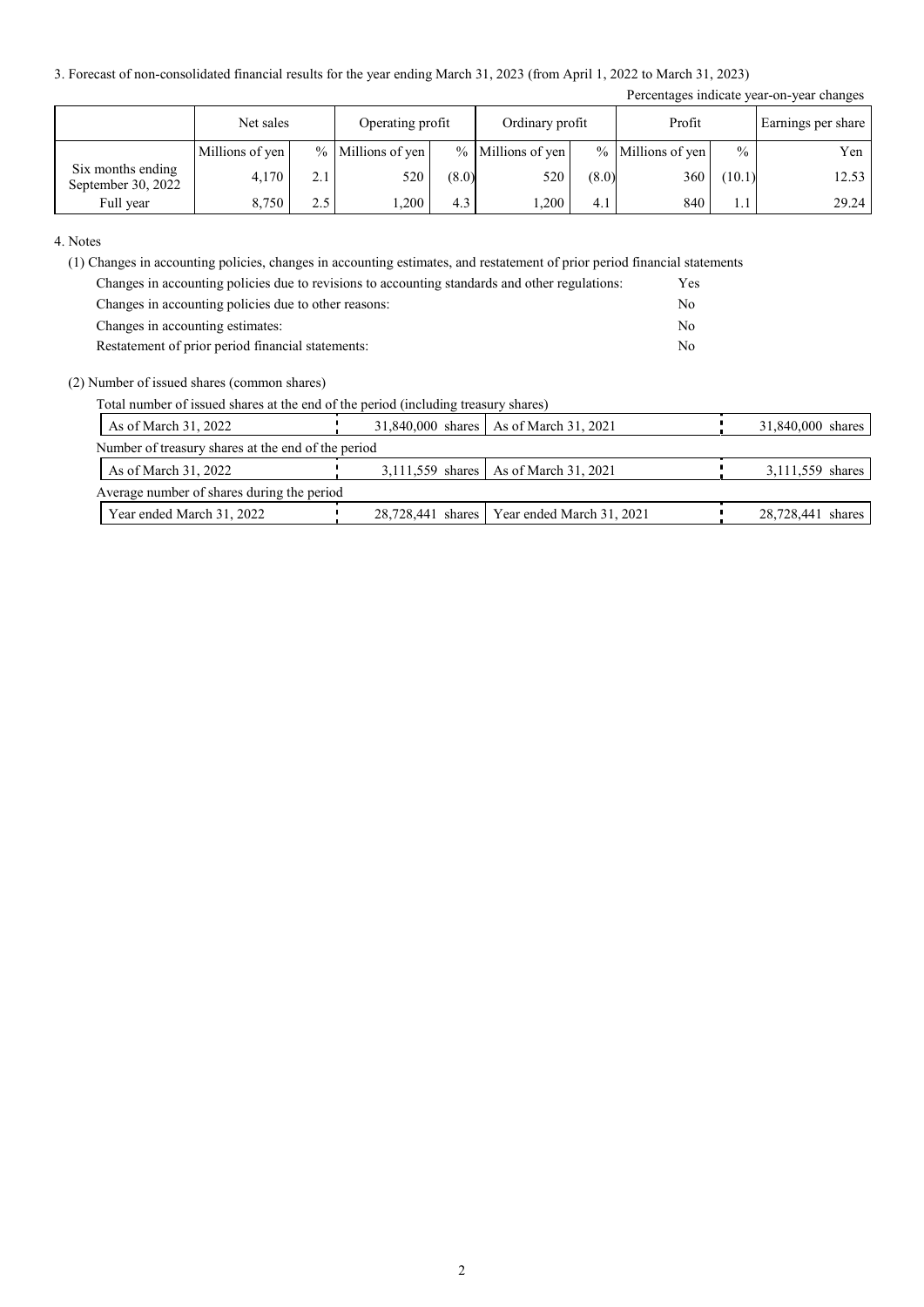3. Forecast of non-consolidated financial results for the year ending March 31, 2023 (from April 1, 2022 to March 31, 2023)

Percentages indicate year-on-year changes

| | Net sales | | Operating profit | | Ordinary profit | | Profit | | Earnings per share |
|---|---|---|---|---|---|---|---|---|---|
| | Millions of yen | % | Millions of yen | % | Millions of yen | % | Millions of yen | % | Yen |
| Six months ending September 30, 2022 | 4,170 | 2.1 | 520 | (8.0) | 520 | (8.0) | 360 | (10.1) | 12.53 |
| Full year | 8,750 | 2.5 | 1,200 | 4.3 | 1,200 | 4.1 | 840 | 1.1 | 29.24 |

4. Notes

(1) Changes in accounting policies, changes in accounting estimates, and restatement of prior period financial statements

| | |
|---|---|
| Changes in accounting policies due to revisions to accounting standards and other regulations: | Yes |
| Changes in accounting policies due to other reasons: | No |
| Changes in accounting estimates: | No |
| Restatement of prior period financial statements: | No |

(2) Number of issued shares (common shares)

Total number of issued shares at the end of the period (including treasury shares)

| | | | |
|---|---|---|---|
| As of March 31, 2022 | 31,840,000 shares | As of March 31, 2021 | 31,840,000 shares |

Number of treasury shares at the end of the period

| | | | |
|---|---|---|---|
| As of March 31, 2022 | 3,111,559 shares | As of March 31, 2021 | 3,111,559 shares |

Average number of shares during the period

| | | | |
|---|---|---|---|
| Year ended March 31, 2022 | 28,728,441 shares | Year ended March 31, 2021 | 28,728,441 shares |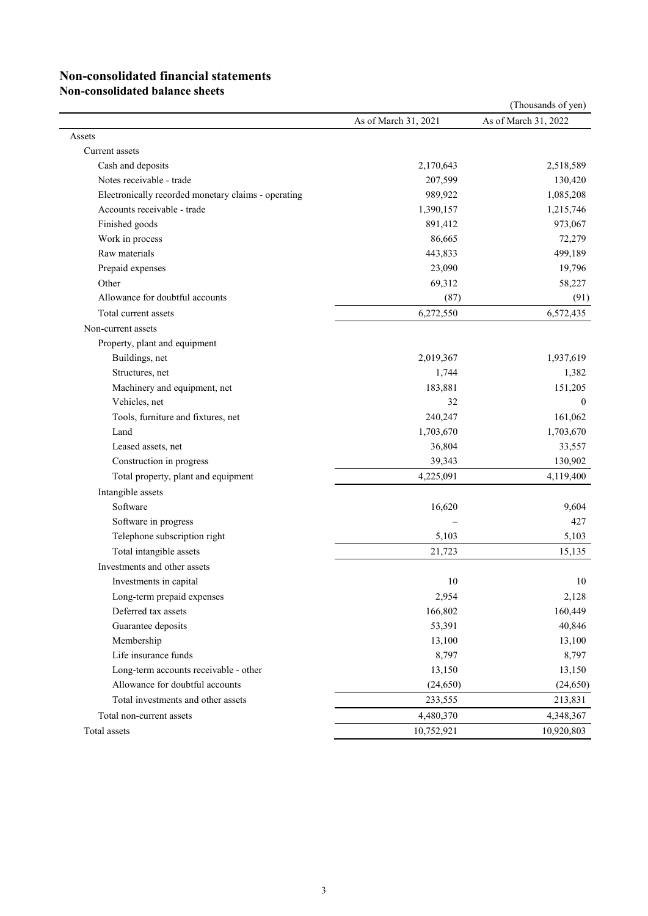# Non-consolidated financial statements

## Non-consolidated balance sheets

(Thousands of yen)

| | As of March 31, 2021 | As of March 31, 2022 |
|---|---|---|
| Assets | | |
| Current assets | | |
| Cash and deposits | 2,170,643 | 2,518,589 |
| Notes receivable - trade | 207,599 | 130,420 |
| Electronically recorded monetary claims - operating | 989,922 | 1,085,208 |
| Accounts receivable - trade | 1,390,157 | 1,215,746 |
| Finished goods | 891,412 | 973,067 |
| Work in process | 86,665 | 72,279 |
| Raw materials | 443,833 | 499,189 |
| Prepaid expenses | 23,090 | 19,796 |
| Other | 69,312 | 58,227 |
| Allowance for doubtful accounts | (87) | (91) |
| Total current assets | 6,272,550 | 6,572,435 |
| Non-current assets | | |
| Property, plant and equipment | | |
| Buildings, net | 2,019,367 | 1,937,619 |
| Structures, net | 1,744 | 1,382 |
| Machinery and equipment, net | 183,881 | 151,205 |
| Vehicles, net | 32 | 0 |
| Tools, furniture and fixtures, net | 240,247 | 161,062 |
| Land | 1,703,670 | 1,703,670 |
| Leased assets, net | 36,804 | 33,557 |
| Construction in progress | 39,343 | 130,902 |
| Total property, plant and equipment | 4,225,091 | 4,119,400 |
| Intangible assets | | |
| Software | 16,620 | 9,604 |
| Software in progress | – | 427 |
| Telephone subscription right | 5,103 | 5,103 |
| Total intangible assets | 21,723 | 15,135 |
| Investments and other assets | | |
| Investments in capital | 10 | 10 |
| Long-term prepaid expenses | 2,954 | 2,128 |
| Deferred tax assets | 166,802 | 160,449 |
| Guarantee deposits | 53,391 | 40,846 |
| Membership | 13,100 | 13,100 |
| Life insurance funds | 8,797 | 8,797 |
| Long-term accounts receivable - other | 13,150 | 13,150 |
| Allowance for doubtful accounts | (24,650) | (24,650) |
| Total investments and other assets | 233,555 | 213,831 |
| Total non-current assets | 4,480,370 | 4,348,367 |
| Total assets | 10,752,921 | 10,920,803 |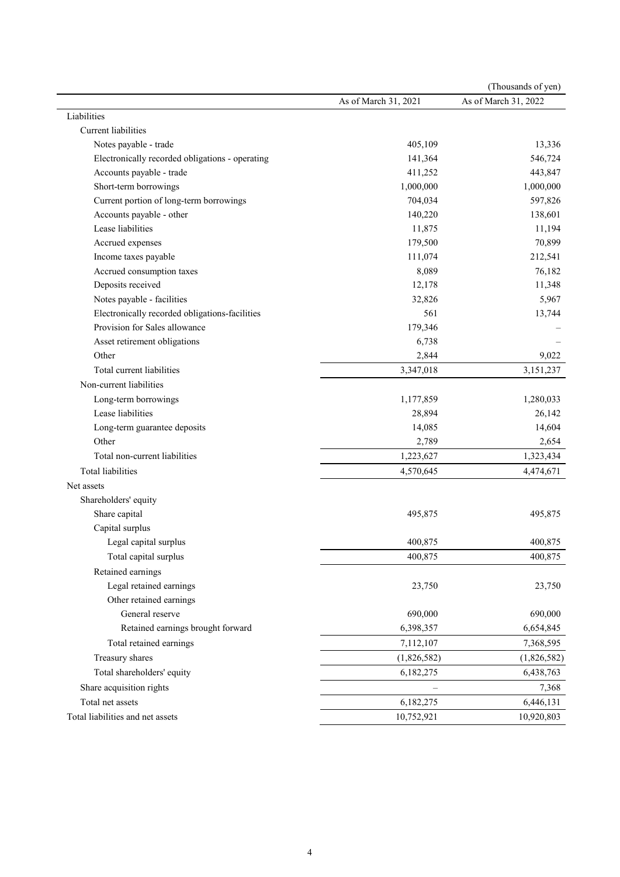(Thousands of yen)

| | As of March 31, 2021 | As of March 31, 2022 |
|---|---|---|
| Liabilities | | |
| Current liabilities | | |
| Notes payable - trade | 405,109 | 13,336 |
| Electronically recorded obligations - operating | 141,364 | 546,724 |
| Accounts payable - trade | 411,252 | 443,847 |
| Short-term borrowings | 1,000,000 | 1,000,000 |
| Current portion of long-term borrowings | 704,034 | 597,826 |
| Accounts payable - other | 140,220 | 138,601 |
| Lease liabilities | 11,875 | 11,194 |
| Accrued expenses | 179,500 | 70,899 |
| Income taxes payable | 111,074 | 212,541 |
| Accrued consumption taxes | 8,089 | 76,182 |
| Deposits received | 12,178 | 11,348 |
| Notes payable - facilities | 32,826 | 5,967 |
| Electronically recorded obligations-facilities | 561 | 13,744 |
| Provision for Sales allowance | 179,346 | – |
| Asset retirement obligations | 6,738 | – |
| Other | 2,844 | 9,022 |
| Total current liabilities | 3,347,018 | 3,151,237 |
| Non-current liabilities | | |
| Long-term borrowings | 1,177,859 | 1,280,033 |
| Lease liabilities | 28,894 | 26,142 |
| Long-term guarantee deposits | 14,085 | 14,604 |
| Other | 2,789 | 2,654 |
| Total non-current liabilities | 1,223,627 | 1,323,434 |
| Total liabilities | 4,570,645 | 4,474,671 |
| Net assets | | |
| Shareholders' equity | | |
| Share capital | 495,875 | 495,875 |
| Capital surplus | | |
| Legal capital surplus | 400,875 | 400,875 |
| Total capital surplus | 400,875 | 400,875 |
| Retained earnings | | |
| Legal retained earnings | 23,750 | 23,750 |
| Other retained earnings | | |
| General reserve | 690,000 | 690,000 |
| Retained earnings brought forward | 6,398,357 | 6,654,845 |
| Total retained earnings | 7,112,107 | 7,368,595 |
| Treasury shares | (1,826,582) | (1,826,582) |
| Total shareholders' equity | 6,182,275 | 6,438,763 |
| Share acquisition rights | – | 7,368 |
| Total net assets | 6,182,275 | 6,446,131 |
| Total liabilities and net assets | 10,752,921 | 10,920,803 |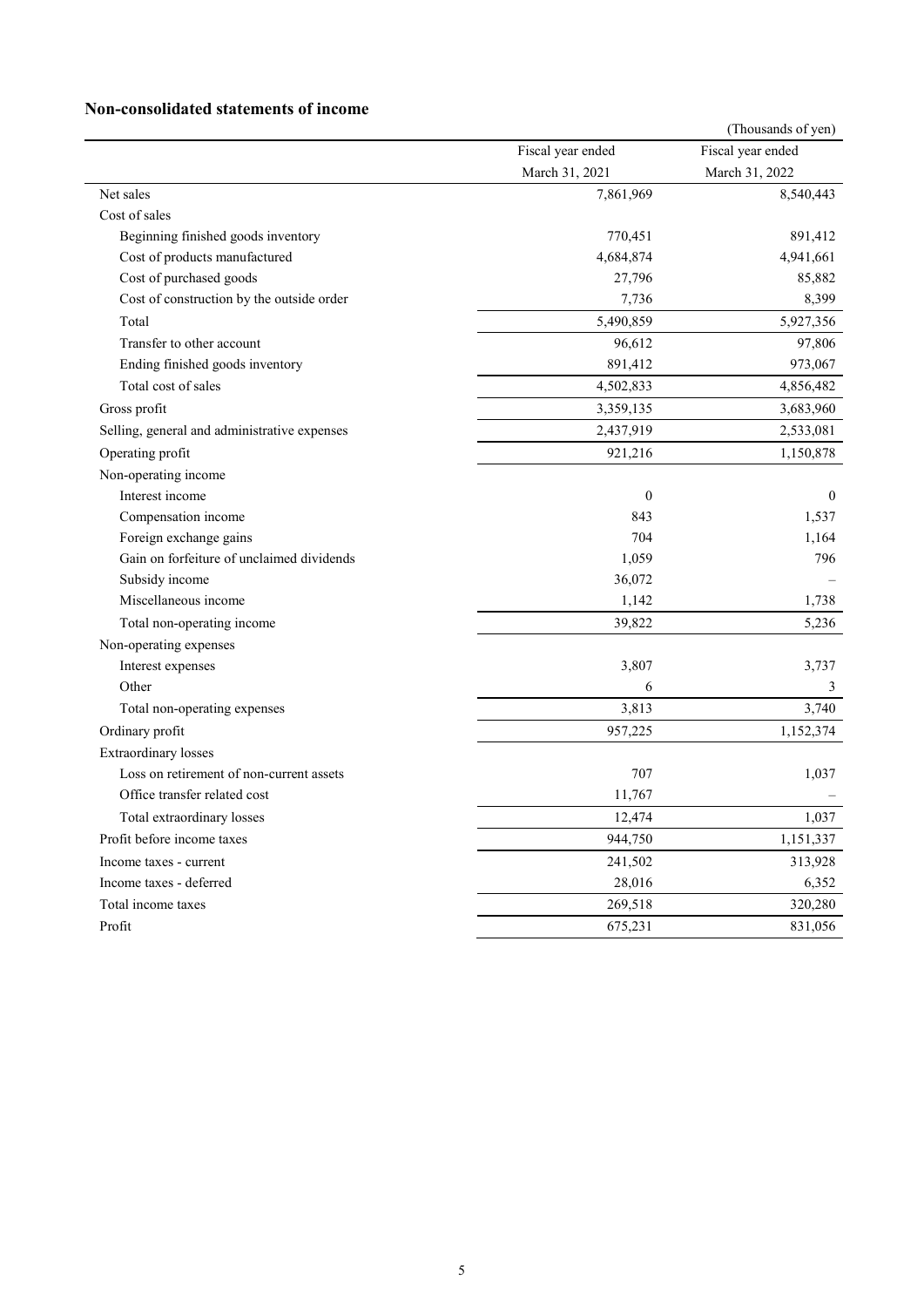## Non-consolidated statements of income

(Thousands of yen)

| | Fiscal year ended March 31, 2021 | Fiscal year ended March 31, 2022 |
|---|---|---|
| Net sales | 7,861,969 | 8,540,443 |
| Cost of sales | | |
| Beginning finished goods inventory | 770,451 | 891,412 |
| Cost of products manufactured | 4,684,874 | 4,941,661 |
| Cost of purchased goods | 27,796 | 85,882 |
| Cost of construction by the outside order | 7,736 | 8,399 |
| Total | 5,490,859 | 5,927,356 |
| Transfer to other account | 96,612 | 97,806 |
| Ending finished goods inventory | 891,412 | 973,067 |
| Total cost of sales | 4,502,833 | 4,856,482 |
| Gross profit | 3,359,135 | 3,683,960 |
| Selling, general and administrative expenses | 2,437,919 | 2,533,081 |
| Operating profit | 921,216 | 1,150,878 |
| Non-operating income | | |
| Interest income | 0 | 0 |
| Compensation income | 843 | 1,537 |
| Foreign exchange gains | 704 | 1,164 |
| Gain on forfeiture of unclaimed dividends | 1,059 | 796 |
| Subsidy income | 36,072 | – |
| Miscellaneous income | 1,142 | 1,738 |
| Total non-operating income | 39,822 | 5,236 |
| Non-operating expenses | | |
| Interest expenses | 3,807 | 3,737 |
| Other | 6 | 3 |
| Total non-operating expenses | 3,813 | 3,740 |
| Ordinary profit | 957,225 | 1,152,374 |
| Extraordinary losses | | |
| Loss on retirement of non-current assets | 707 | 1,037 |
| Office transfer related cost | 11,767 | – |
| Total extraordinary losses | 12,474 | 1,037 |
| Profit before income taxes | 944,750 | 1,151,337 |
| Income taxes - current | 241,502 | 313,928 |
| Income taxes - deferred | 28,016 | 6,352 |
| Total income taxes | 269,518 | 320,280 |
| Profit | 675,231 | 831,056 |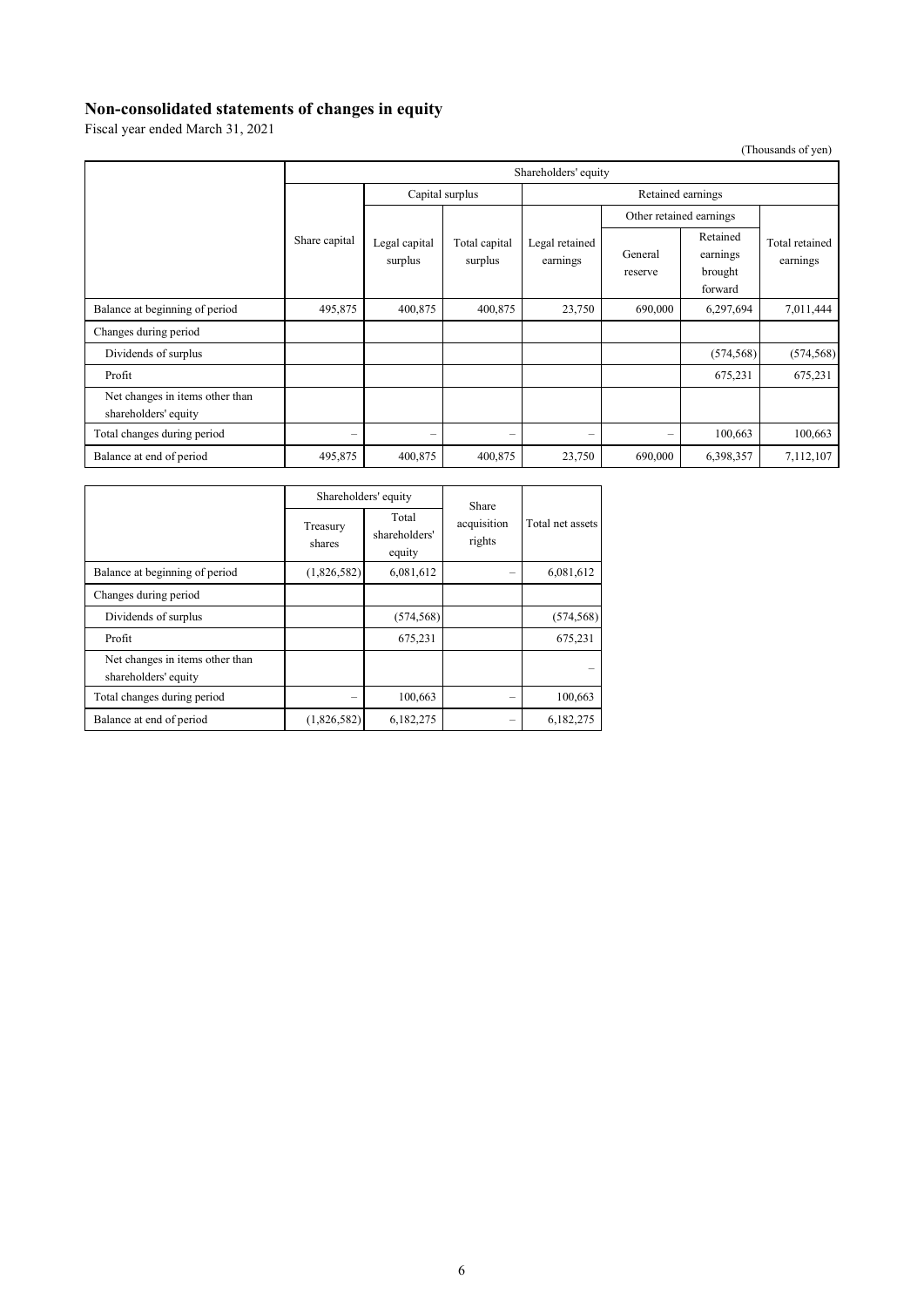## Non-consolidated statements of changes in equity

Fiscal year ended March 31, 2021

(Thousands of yen)

| | Shareholders' equity | | | | | | |
|---|---|---|---|---|---|---|---|
| | | Capital surplus | | Retained earnings | | | |
| | | | | | Other retained earnings | | |
| | Share capital | Legal capital surplus | Total capital surplus | Legal retained earnings | General reserve | Retained earnings brought forward | Total retained earnings |
| Balance at beginning of period | 495,875 | 400,875 | 400,875 | 23,750 | 690,000 | 6,297,694 | 7,011,444 |
| Changes during period | | | | | | | |
| Dividends of surplus | | | | | | (574,568) | (574,568) |
| Profit | | | | | | 675,231 | 675,231 |
| Net changes in items other than shareholders' equity | | | | | | | |
| Total changes during period | – | – | – | – | – | 100,663 | 100,663 |
| Balance at end of period | 495,875 | 400,875 | 400,875 | 23,750 | 690,000 | 6,398,357 | 7,112,107 |

| | Shareholders' equity | | Share acquisition rights | Total net assets |
|---|---|---|---|---|
| | Treasury shares | Total shareholders' equity | | |
| Balance at beginning of period | (1,826,582) | 6,081,612 | – | 6,081,612 |
| Changes during period | | | | |
| Dividends of surplus | | (574,568) | | (574,568) |
| Profit | | 675,231 | | 675,231 |
| Net changes in items other than shareholders' equity | | | | – |
| Total changes during period | – | 100,663 | – | 100,663 |
| Balance at end of period | (1,826,582) | 6,182,275 | – | 6,182,275 |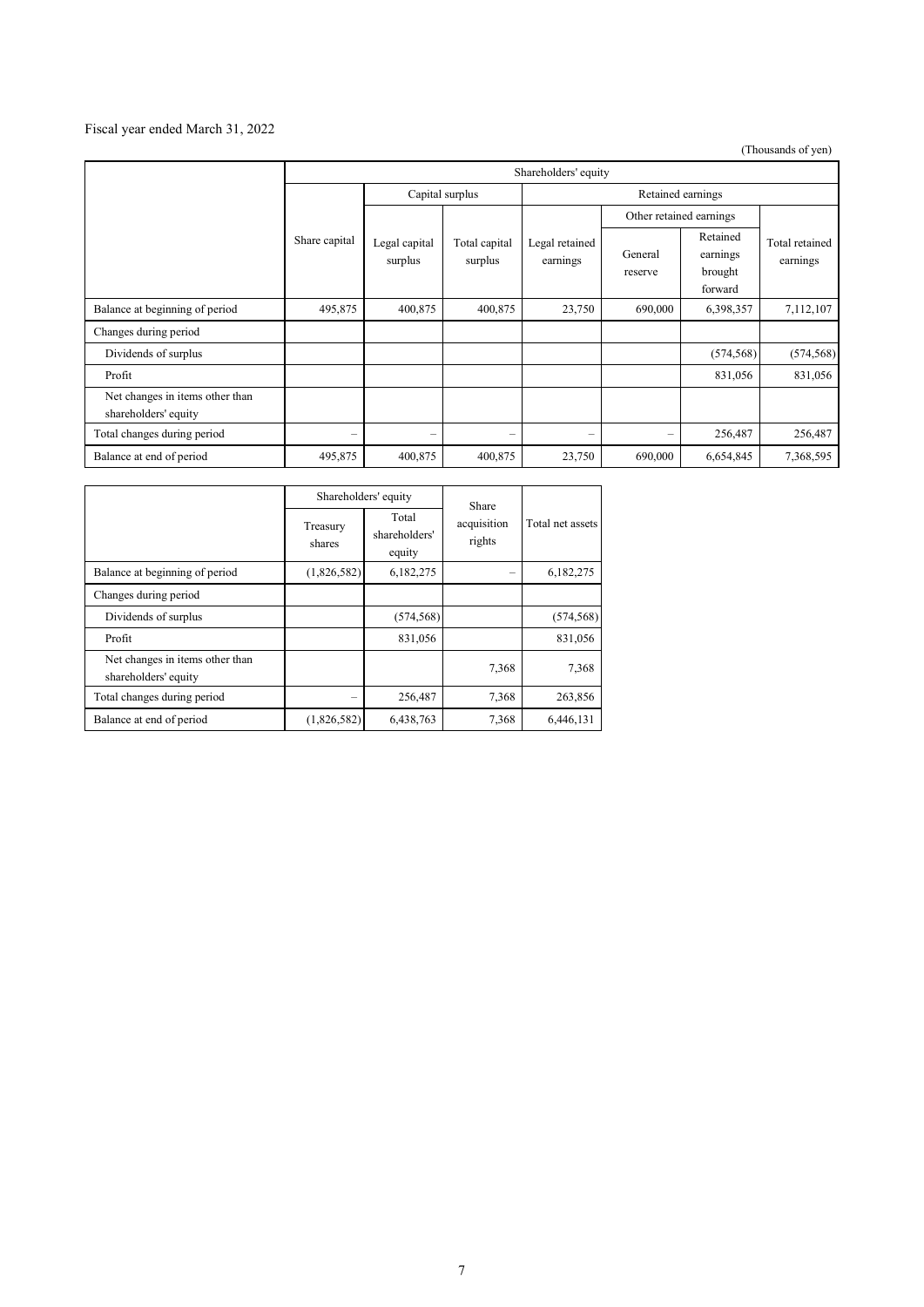Fiscal year ended March 31, 2022

(Thousands of yen)

| | Shareholders' equity | | | | | | |
|---|---|---|---|---|---|---|---|
| | Share capital | Capital surplus | | Retained earnings | | | |
| | | Legal capital surplus | Total capital surplus | Legal retained earnings | Other retained earnings | | Total retained earnings |
| | | | | | General reserve | Retained earnings brought forward | |
| Balance at beginning of period | 495,875 | 400,875 | 400,875 | 23,750 | 690,000 | 6,398,357 | 7,112,107 |
| Changes during period | | | | | | | |
| Dividends of surplus | | | | | | (574,568) | (574,568) |
| Profit | | | | | | 831,056 | 831,056 |
| Net changes in items other than shareholders' equity | | | | | | | |
| Total changes during period | – | – | – | – | – | 256,487 | 256,487 |
| Balance at end of period | 495,875 | 400,875 | 400,875 | 23,750 | 690,000 | 6,654,845 | 7,368,595 |

| | Shareholders' equity | | Share acquisition rights | Total net assets |
|---|---|---|---|---|
| | Treasury shares | Total shareholders' equity | | |
| Balance at beginning of period | (1,826,582) | 6,182,275 | – | 6,182,275 |
| Changes during period | | | | |
| Dividends of surplus | | (574,568) | | (574,568) |
| Profit | | 831,056 | | 831,056 |
| Net changes in items other than shareholders' equity | | | 7,368 | 7,368 |
| Total changes during period | – | 256,487 | 7,368 | 263,856 |
| Balance at end of period | (1,826,582) | 6,438,763 | 7,368 | 6,446,131 |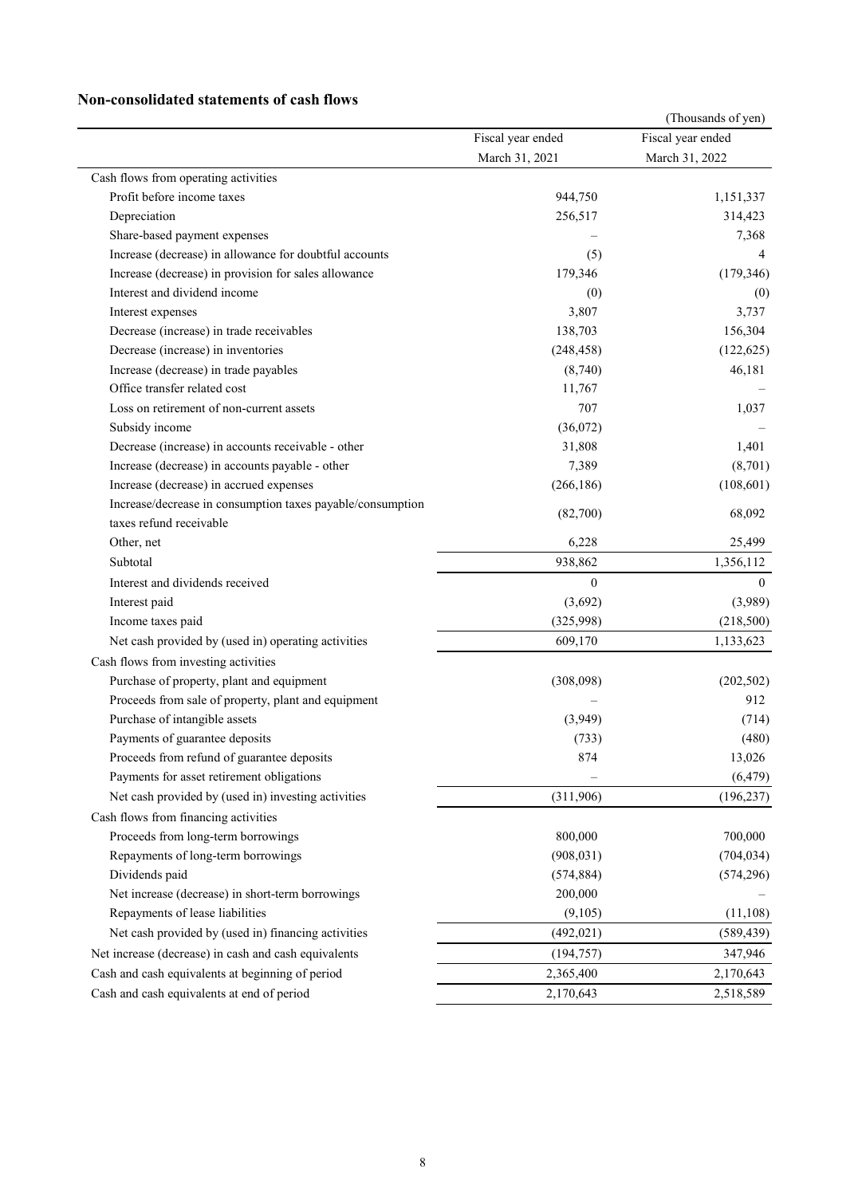## Non-consolidated statements of cash flows

(Thousands of yen)

| | Fiscal year ended March 31, 2021 | Fiscal year ended March 31, 2022 |
|---|---|---|
| Cash flows from operating activities | | |
| Profit before income taxes | 944,750 | 1,151,337 |
| Depreciation | 256,517 | 314,423 |
| Share-based payment expenses | – | 7,368 |
| Increase (decrease) in allowance for doubtful accounts | (5) | 4 |
| Increase (decrease) in provision for sales allowance | 179,346 | (179,346) |
| Interest and dividend income | (0) | (0) |
| Interest expenses | 3,807 | 3,737 |
| Decrease (increase) in trade receivables | 138,703 | 156,304 |
| Decrease (increase) in inventories | (248,458) | (122,625) |
| Increase (decrease) in trade payables | (8,740) | 46,181 |
| Office transfer related cost | 11,767 | – |
| Loss on retirement of non-current assets | 707 | 1,037 |
| Subsidy income | (36,072) | – |
| Decrease (increase) in accounts receivable - other | 31,808 | 1,401 |
| Increase (decrease) in accounts payable - other | 7,389 | (8,701) |
| Increase (decrease) in accrued expenses | (266,186) | (108,601) |
| Increase/decrease in consumption taxes payable/consumption taxes refund receivable | (82,700) | 68,092 |
| Other, net | 6,228 | 25,499 |
| Subtotal | 938,862 | 1,356,112 |
| Interest and dividends received | 0 | 0 |
| Interest paid | (3,692) | (3,989) |
| Income taxes paid | (325,998) | (218,500) |
| Net cash provided by (used in) operating activities | 609,170 | 1,133,623 |
| Cash flows from investing activities | | |
| Purchase of property, plant and equipment | (308,098) | (202,502) |
| Proceeds from sale of property, plant and equipment | – | 912 |
| Purchase of intangible assets | (3,949) | (714) |
| Payments of guarantee deposits | (733) | (480) |
| Proceeds from refund of guarantee deposits | 874 | 13,026 |
| Payments for asset retirement obligations | – | (6,479) |
| Net cash provided by (used in) investing activities | (311,906) | (196,237) |
| Cash flows from financing activities | | |
| Proceeds from long-term borrowings | 800,000 | 700,000 |
| Repayments of long-term borrowings | (908,031) | (704,034) |
| Dividends paid | (574,884) | (574,296) |
| Net increase (decrease) in short-term borrowings | 200,000 | – |
| Repayments of lease liabilities | (9,105) | (11,108) |
| Net cash provided by (used in) financing activities | (492,021) | (589,439) |
| Net increase (decrease) in cash and cash equivalents | (194,757) | 347,946 |
| Cash and cash equivalents at beginning of period | 2,365,400 | 2,170,643 |
| Cash and cash equivalents at end of period | 2,170,643 | 2,518,589 |